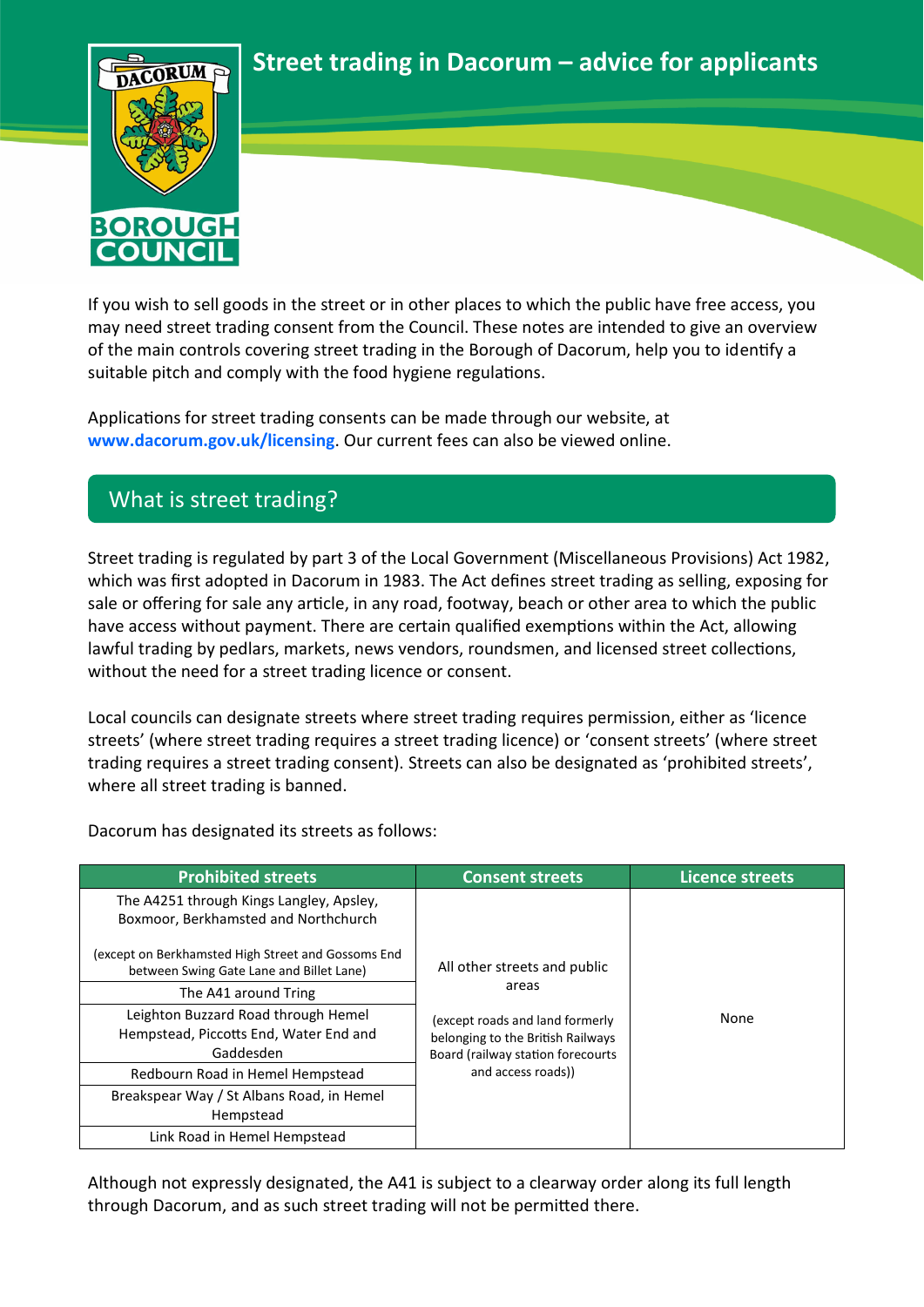# Street trading in Dacorum – advice for applicants

If you wish to sell goods in the street or in other places to which the public have free access, you may need street trading consent from the Council. These notes are intended to give an overview of the main controls covering street trading in the Borough of Dacorum, help you to identify a suitable pitch and comply with the food hygiene regulations.

Applications for street trading consents can be made through our website, at **www.dacorum.gov.uk/licensing**. Our current fees can also be viewed online.

## What is street trading?

Street trading is regulated by part 3 of the Local Government (Miscellaneous Provisions) Act 1982, which was first adopted in Dacorum in 1983. The Act defines street trading as selling, exposing for sale or offering for sale any article, in any road, footway, beach or other area to which the public have access without payment. There are certain qualified exemptions within the Act, allowing lawful trading by pedlars, markets, news vendors, roundsmen, and licensed street collections, without the need for a street trading licence or consent.

Local councils can designate streets where street trading requires permission, either as 'licence streets' (where street trading requires a street trading licence) or 'consent streets' (where street trading requires a street trading consent). Streets can also be designated as 'prohibited streets', where all street trading is banned.

Dacorum has designated its streets as follows:

| Prohibited streets | Consent streets | Licence streets |
|---|---|---|
| The A4251 through Kings Langley, Apsley, Boxmoor, Berkhamsted and Northchurch (except on Berkhamsted High Street and Gossoms End between Swing Gate Lane and Billet Lane) | All other streets and public areas (except roads and land formerly belonging to the British Railways Board (railway station forecourts and access roads)) | None |
| The A41 around Tring | | |
| Leighton Buzzard Road through Hemel Hempstead, Piccotts End, Water End and Gaddesden | | |
| Redbourn Road in Hemel Hempstead | | |
| Breakspear Way / St Albans Road, in Hemel Hempstead | | |
| Link Road in Hemel Hempstead | | |

Although not expressly designated, the A41 is subject to a clearway order along its full length through Dacorum, and as such street trading will not be permitted there.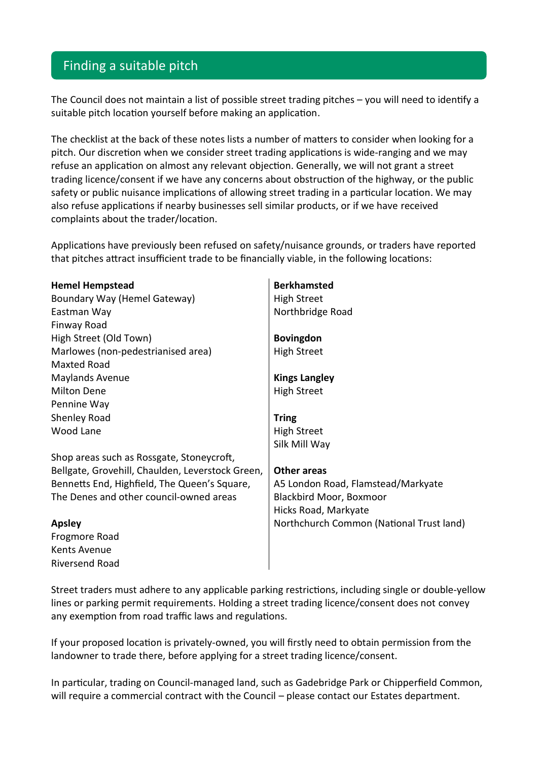## Finding a suitable pitch

The Council does not maintain a list of possible street trading pitches – you will need to identify a suitable pitch location yourself before making an application.

The checklist at the back of these notes lists a number of matters to consider when looking for a pitch. Our discretion when we consider street trading applications is wide-ranging and we may refuse an application on almost any relevant objection. Generally, we will not grant a street trading licence/consent if we have any concerns about obstruction of the highway, or the public safety or public nuisance implications of allowing street trading in a particular location. We may also refuse applications if nearby businesses sell similar products, or if we have received complaints about the trader/location.

Applications have previously been refused on safety/nuisance grounds, or traders have reported that pitches attract insufficient trade to be financially viable, in the following locations:

**Hemel Hempstead**
Boundary Way (Hemel Gateway)
Eastman Way
Finway Road
High Street (Old Town)
Marlowes (non-pedestrianised area)
Maxted Road
Maylands Avenue
Milton Dene
Pennine Way
Shenley Road
Wood Lane

Shop areas such as Rossgate, Stoneycroft, Bellgate, Grovehill, Chaulden, Leverstock Green, Bennetts End, Highfield, The Queen's Square, The Denes and other council-owned areas

**Apsley**
Frogmore Road
Kents Avenue
Riversend Road

**Berkhamsted**
High Street
Northbridge Road

**Bovingdon**
High Street

**Kings Langley**
High Street

**Tring**
High Street
Silk Mill Way

**Other areas**
A5 London Road, Flamstead/Markyate
Blackbird Moor, Boxmoor
Hicks Road, Markyate
Northchurch Common (National Trust land)

Street traders must adhere to any applicable parking restrictions, including single or double-yellow lines or parking permit requirements. Holding a street trading licence/consent does not convey any exemption from road traffic laws and regulations.

If your proposed location is privately-owned, you will firstly need to obtain permission from the landowner to trade there, before applying for a street trading licence/consent.

In particular, trading on Council-managed land, such as Gadebridge Park or Chipperfield Common, will require a commercial contract with the Council – please contact our Estates department.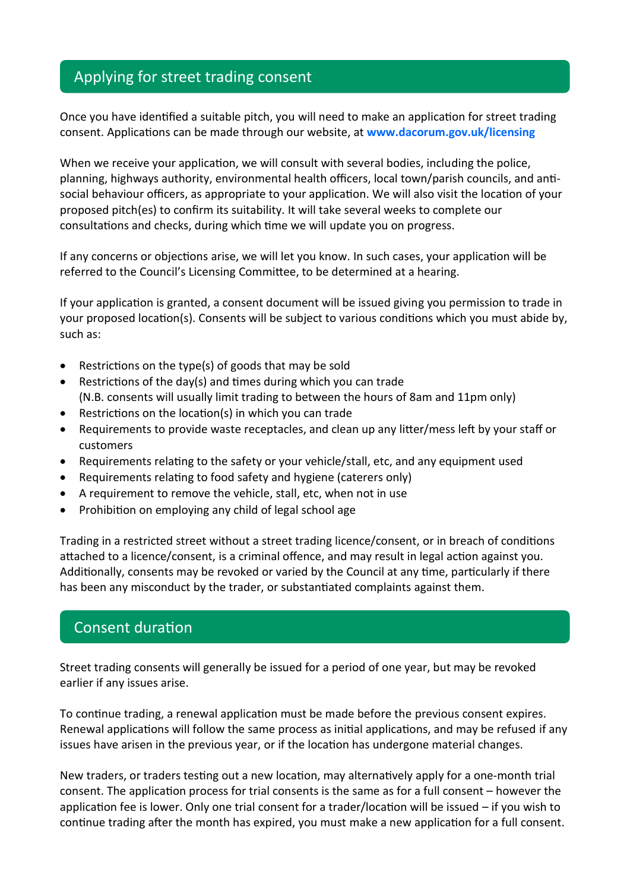## Applying for street trading consent

Once you have identified a suitable pitch, you will need to make an application for street trading consent. Applications can be made through our website, at **www.dacorum.gov.uk/licensing**

When we receive your application, we will consult with several bodies, including the police, planning, highways authority, environmental health officers, local town/parish councils, and anti-social behaviour officers, as appropriate to your application. We will also visit the location of your proposed pitch(es) to confirm its suitability. It will take several weeks to complete our consultations and checks, during which time we will update you on progress.

If any concerns or objections arise, we will let you know. In such cases, your application will be referred to the Council's Licensing Committee, to be determined at a hearing.

If your application is granted, a consent document will be issued giving you permission to trade in your proposed location(s). Consents will be subject to various conditions which you must abide by, such as:

- Restrictions on the type(s) of goods that may be sold
- Restrictions of the day(s) and times during which you can trade
  (N.B. consents will usually limit trading to between the hours of 8am and 11pm only)
- Restrictions on the location(s) in which you can trade
- Requirements to provide waste receptacles, and clean up any litter/mess left by your staff or customers
- Requirements relating to the safety or your vehicle/stall, etc, and any equipment used
- Requirements relating to food safety and hygiene (caterers only)
- A requirement to remove the vehicle, stall, etc, when not in use
- Prohibition on employing any child of legal school age

Trading in a restricted street without a street trading licence/consent, or in breach of conditions attached to a licence/consent, is a criminal offence, and may result in legal action against you. Additionally, consents may be revoked or varied by the Council at any time, particularly if there has been any misconduct by the trader, or substantiated complaints against them.

## Consent duration

Street trading consents will generally be issued for a period of one year, but may be revoked earlier if any issues arise.

To continue trading, a renewal application must be made before the previous consent expires. Renewal applications will follow the same process as initial applications, and may be refused if any issues have arisen in the previous year, or if the location has undergone material changes.

New traders, or traders testing out a new location, may alternatively apply for a one-month trial consent. The application process for trial consents is the same as for a full consent – however the application fee is lower. Only one trial consent for a trader/location will be issued – if you wish to continue trading after the month has expired, you must make a new application for a full consent.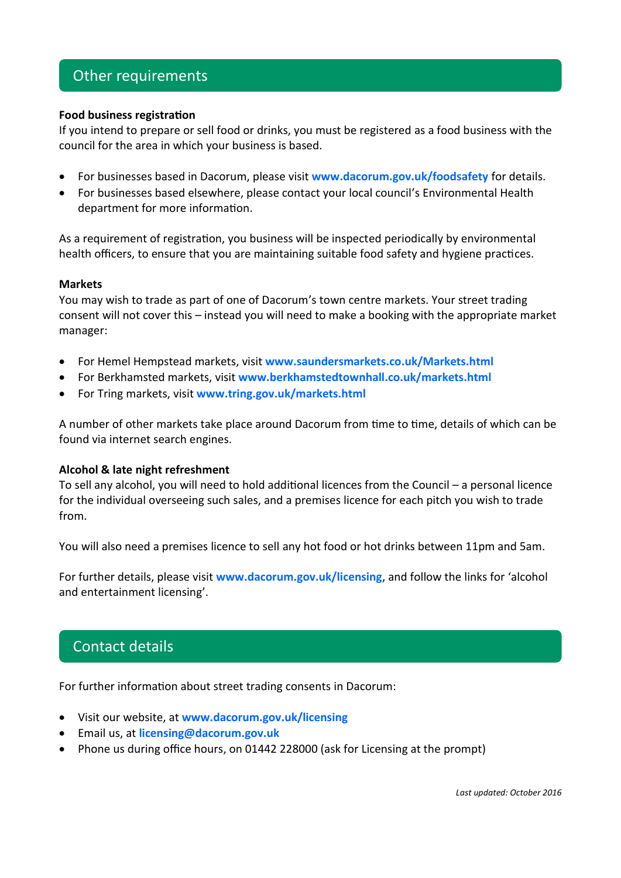## Other requirements

**Food business registration**
If you intend to prepare or sell food or drinks, you must be registered as a food business with the council for the area in which your business is based.

- For businesses based in Dacorum, please visit **www.dacorum.gov.uk/foodsafety** for details.
- For businesses based elsewhere, please contact your local council's Environmental Health department for more information.

As a requirement of registration, you business will be inspected periodically by environmental health officers, to ensure that you are maintaining suitable food safety and hygiene practices.

**Markets**
You may wish to trade as part of one of Dacorum's town centre markets. Your street trading consent will not cover this – instead you will need to make a booking with the appropriate market manager:

- For Hemel Hempstead markets, visit **www.saundersmarkets.co.uk/Markets.html**
- For Berkhamsted markets, visit **www.berkhamstedtownhall.co.uk/markets.html**
- For Tring markets, visit **www.tring.gov.uk/markets.html**

A number of other markets take place around Dacorum from time to time, details of which can be found via internet search engines.

**Alcohol & late night refreshment**
To sell any alcohol, you will need to hold additional licences from the Council – a personal licence for the individual overseeing such sales, and a premises licence for each pitch you wish to trade from.

You will also need a premises licence to sell any hot food or hot drinks between 11pm and 5am.

For further details, please visit **www.dacorum.gov.uk/licensing**, and follow the links for 'alcohol and entertainment licensing'.

## Contact details

For further information about street trading consents in Dacorum:

- Visit our website, at **www.dacorum.gov.uk/licensing**
- Email us, at **licensing@dacorum.gov.uk**
- Phone us during office hours, on 01442 228000 (ask for Licensing at the prompt)

*Last updated: October 2016*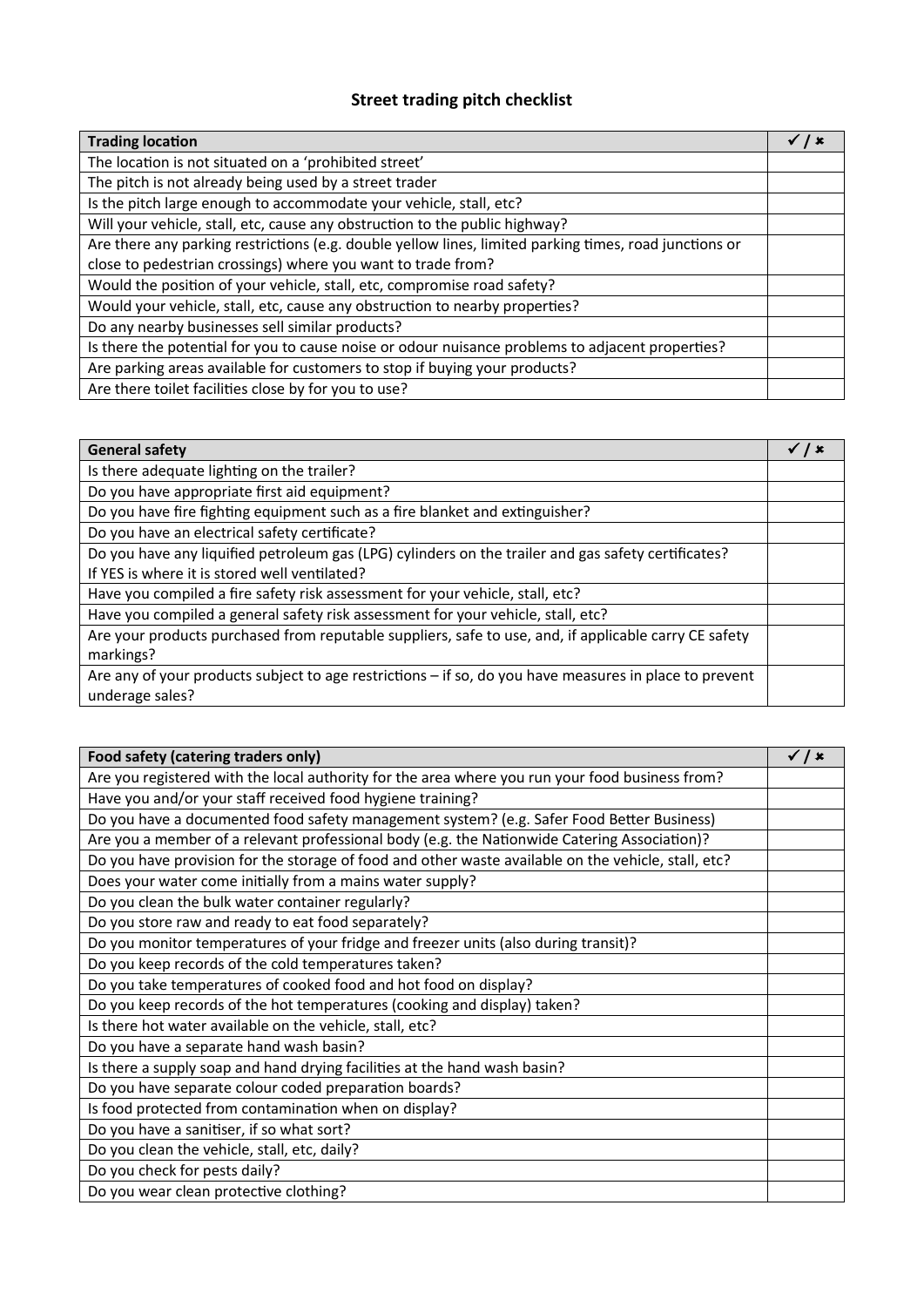# Street trading pitch checklist

| Trading location | ✓ / ✗ |
|---|---|
| The location is not situated on a 'prohibited street' | |
| The pitch is not already being used by a street trader | |
| Is the pitch large enough to accommodate your vehicle, stall, etc? | |
| Will your vehicle, stall, etc, cause any obstruction to the public highway? | |
| Are there any parking restrictions (e.g. double yellow lines, limited parking times, road junctions or close to pedestrian crossings) where you want to trade from? | |
| Would the position of your vehicle, stall, etc, compromise road safety? | |
| Would your vehicle, stall, etc, cause any obstruction to nearby properties? | |
| Do any nearby businesses sell similar products? | |
| Is there the potential for you to cause noise or odour nuisance problems to adjacent properties? | |
| Are parking areas available for customers to stop if buying your products? | |
| Are there toilet facilities close by for you to use? | |

| General safety | ✓ / ✗ |
|---|---|
| Is there adequate lighting on the trailer? | |
| Do you have appropriate first aid equipment? | |
| Do you have fire fighting equipment such as a fire blanket and extinguisher? | |
| Do you have an electrical safety certificate? | |
| Do you have any liquified petroleum gas (LPG) cylinders on the trailer and gas safety certificates? If YES is where it is stored well ventilated? | |
| Have you compiled a fire safety risk assessment for your vehicle, stall, etc? | |
| Have you compiled a general safety risk assessment for your vehicle, stall, etc? | |
| Are your products purchased from reputable suppliers, safe to use, and, if applicable carry CE safety markings? | |
| Are any of your products subject to age restrictions – if so, do you have measures in place to prevent underage sales? | |

| Food safety (catering traders only) | ✓ / ✗ |
|---|---|
| Are you registered with the local authority for the area where you run your food business from? | |
| Have you and/or your staff received food hygiene training? | |
| Do you have a documented food safety management system? (e.g. Safer Food Better Business) | |
| Are you a member of a relevant professional body (e.g. the Nationwide Catering Association)? | |
| Do you have provision for the storage of food and other waste available on the vehicle, stall, etc? | |
| Does your water come initially from a mains water supply? | |
| Do you clean the bulk water container regularly? | |
| Do you store raw and ready to eat food separately? | |
| Do you monitor temperatures of your fridge and freezer units (also during transit)? | |
| Do you keep records of the cold temperatures taken? | |
| Do you take temperatures of cooked food and hot food on display? | |
| Do you keep records of the hot temperatures (cooking and display) taken? | |
| Is there hot water available on the vehicle, stall, etc? | |
| Do you have a separate hand wash basin? | |
| Is there a supply soap and hand drying facilities at the hand wash basin? | |
| Do you have separate colour coded preparation boards? | |
| Is food protected from contamination when on display? | |
| Do you have a sanitiser, if so what sort? | |
| Do you clean the vehicle, stall, etc, daily? | |
| Do you check for pests daily? | |
| Do you wear clean protective clothing? | |